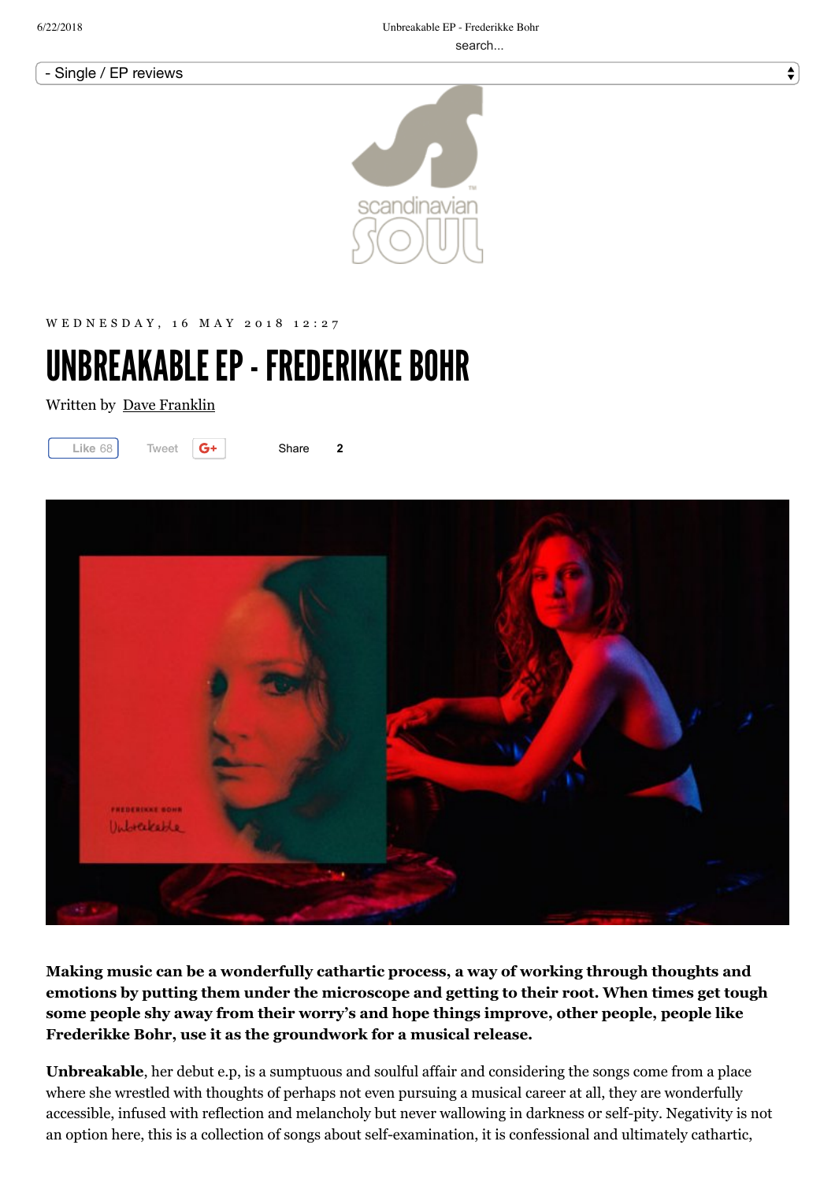- Single / EP reviews

WEDNESDAY, 16 MAY 2018 12:27

# UNBREAKABLE EP - FREDERIKKE BOHR

Written by Dave Franklin

Like 68 Tweet G+ Share 2

**Making music can be a wonderfully cathartic process, a way of working through thoughts and emotions by putting them under the microscope and getting to their root. When times get tough some people shy away from their worry's and hope things improve, other people, people like Frederikke Bohr, use it as the groundwork for a musical release.**

**Unbreakable**, her debut e.p, is a sumptuous and soulful affair and considering the songs come from a place where she wrestled with thoughts of perhaps not even pursuing a musical career at all, they are wonderfully accessible, infused with reflection and melancholy but never wallowing in darkness or self-pity. Negativity is not an option here, this is a collection of songs about self-examination, it is confessional and ultimately cathartic,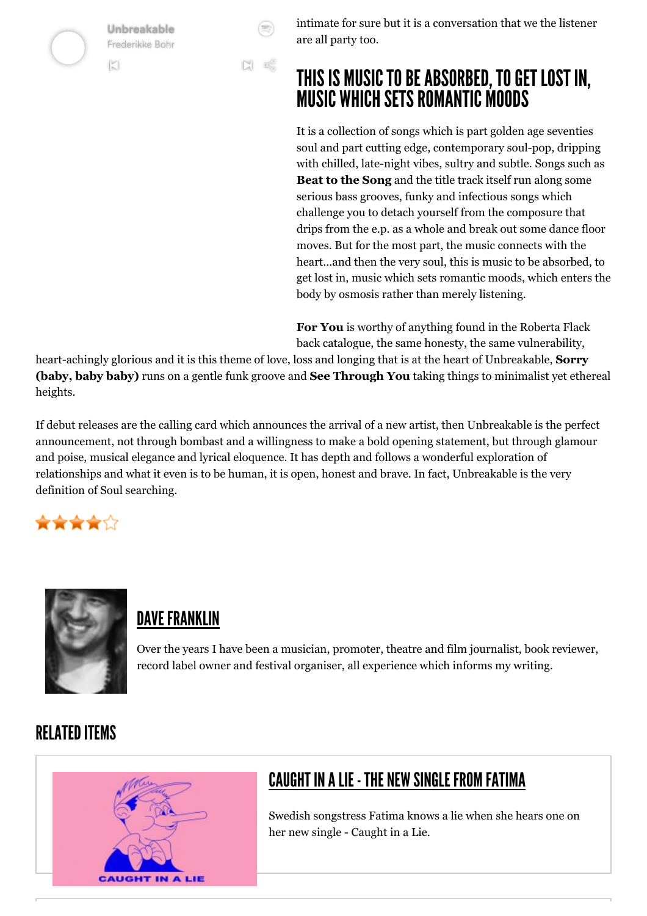Unbreakable
Frederikke Bohr

intimate for sure but it is a conversation that we the listener are all party too.

## THIS IS MUSIC TO BE ABSORBED, TO GET LOST IN, MUSIC WHICH SETS ROMANTIC MOODS

It is a collection of songs which is part golden age seventies soul and part cutting edge, contemporary soul-pop, dripping with chilled, late-night vibes, sultry and subtle. Songs such as **Beat to the Song** and the title track itself run along some serious bass grooves, funky and infectious songs which challenge you to detach yourself from the composure that drips from the e.p. as a whole and break out some dance floor moves. But for the most part, the music connects with the heart…and then the very soul, this is music to be absorbed, to get lost in, music which sets romantic moods, which enters the body by osmosis rather than merely listening.

**For You** is worthy of anything found in the Roberta Flack back catalogue, the same honesty, the same vulnerability, heart-achingly glorious and it is this theme of love, loss and longing that is at the heart of Unbreakable, **Sorry (baby, baby baby)** runs on a gentle funk groove and **See Through You** taking things to minimalist yet ethereal heights.

If debut releases are the calling card which announces the arrival of a new artist, then Unbreakable is the perfect announcement, not through bombast and a willingness to make a bold opening statement, but through glamour and poise, musical elegance and lyrical eloquence. It has depth and follows a wonderful exploration of relationships and what it even is to be human, it is open, honest and brave. In fact, Unbreakable is the very definition of Soul searching.

★★★★☆

## DAVE FRANKLIN

Over the years I have been a musician, promoter, theatre and film journalist, book reviewer, record label owner and festival organiser, all experience which informs my writing.

## RELATED ITEMS

### CAUGHT IN A LIE - THE NEW SINGLE FROM FATIMA

Swedish songstress Fatima knows a lie when she hears one on her new single - Caught in a Lie.